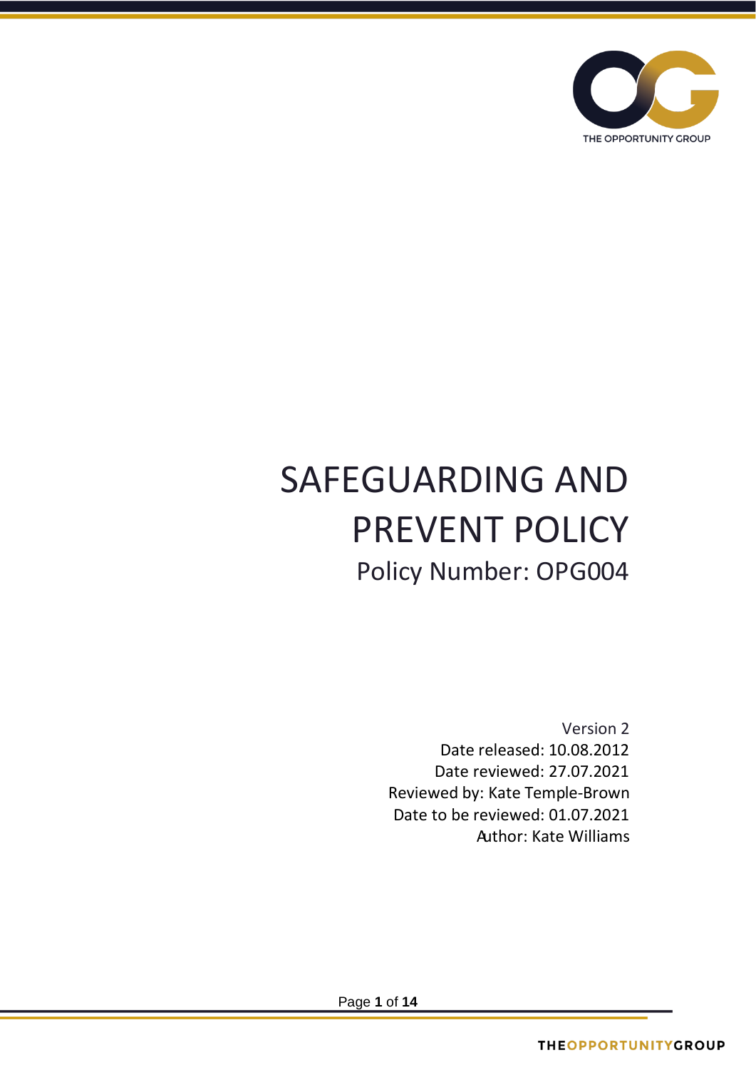# SAFEGUARDING AND PREVENT POLICY

## Policy Number: OPG004

Version 2
Date released: 10.08.2012
Date reviewed: 27.07.2021
Reviewed by: Kate Temple-Brown
Date to be reviewed: 01.07.2021
Author: Kate Williams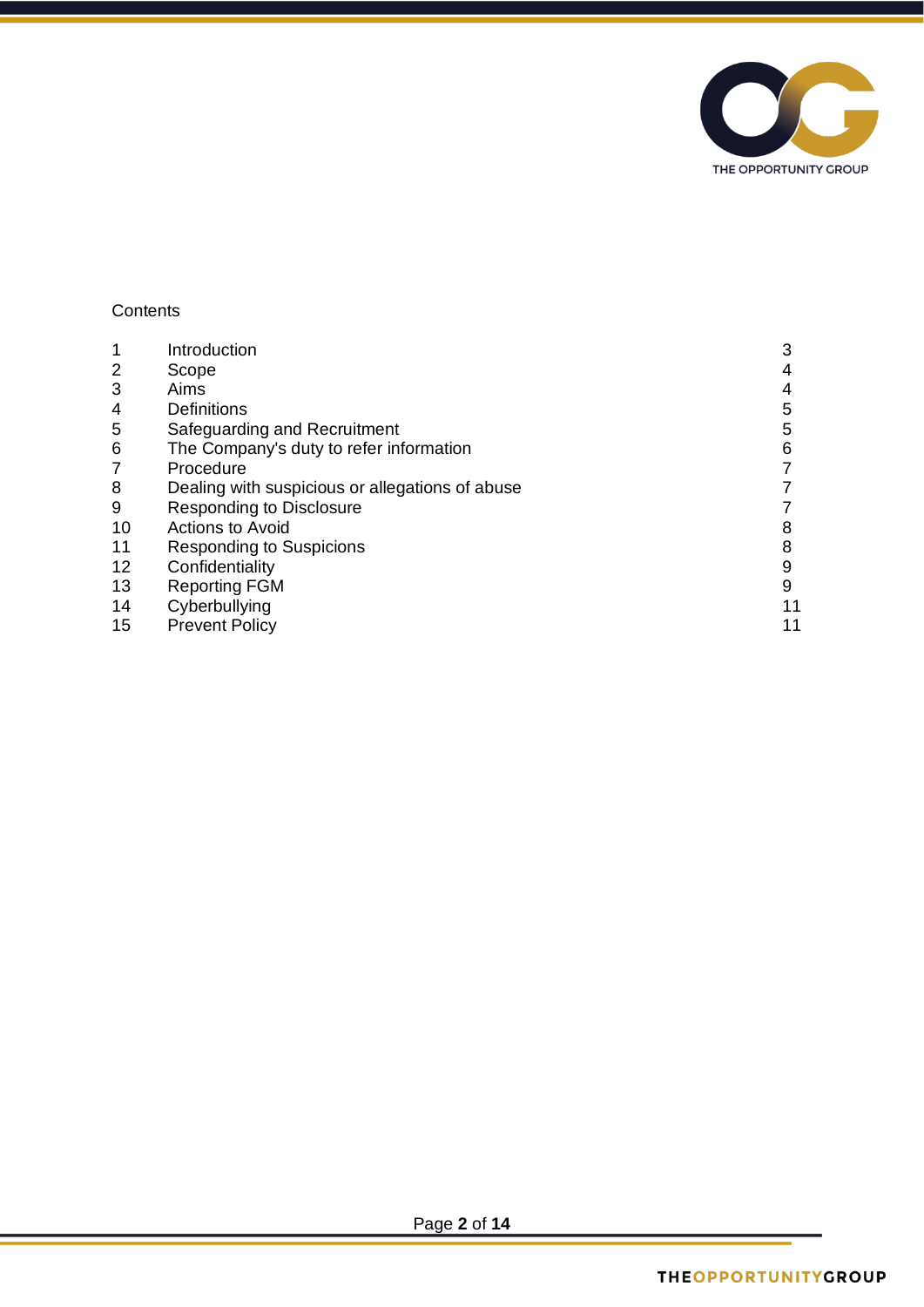Contents

| | | |
|---|---|---|
| 1 | Introduction | 3 |
| 2 | Scope | 4 |
| 3 | Aims | 4 |
| 4 | Definitions | 5 |
| 5 | Safeguarding and Recruitment | 5 |
| 6 | The Company's duty to refer information | 6 |
| 7 | Procedure | 7 |
| 8 | Dealing with suspicious or allegations of abuse | 7 |
| 9 | Responding to Disclosure | 7 |
| 10 | Actions to Avoid | 8 |
| 11 | Responding to Suspicions | 8 |
| 12 | Confidentiality | 9 |
| 13 | Reporting FGM | 9 |
| 14 | Cyberbullying | 11 |
| 15 | Prevent Policy | 11 |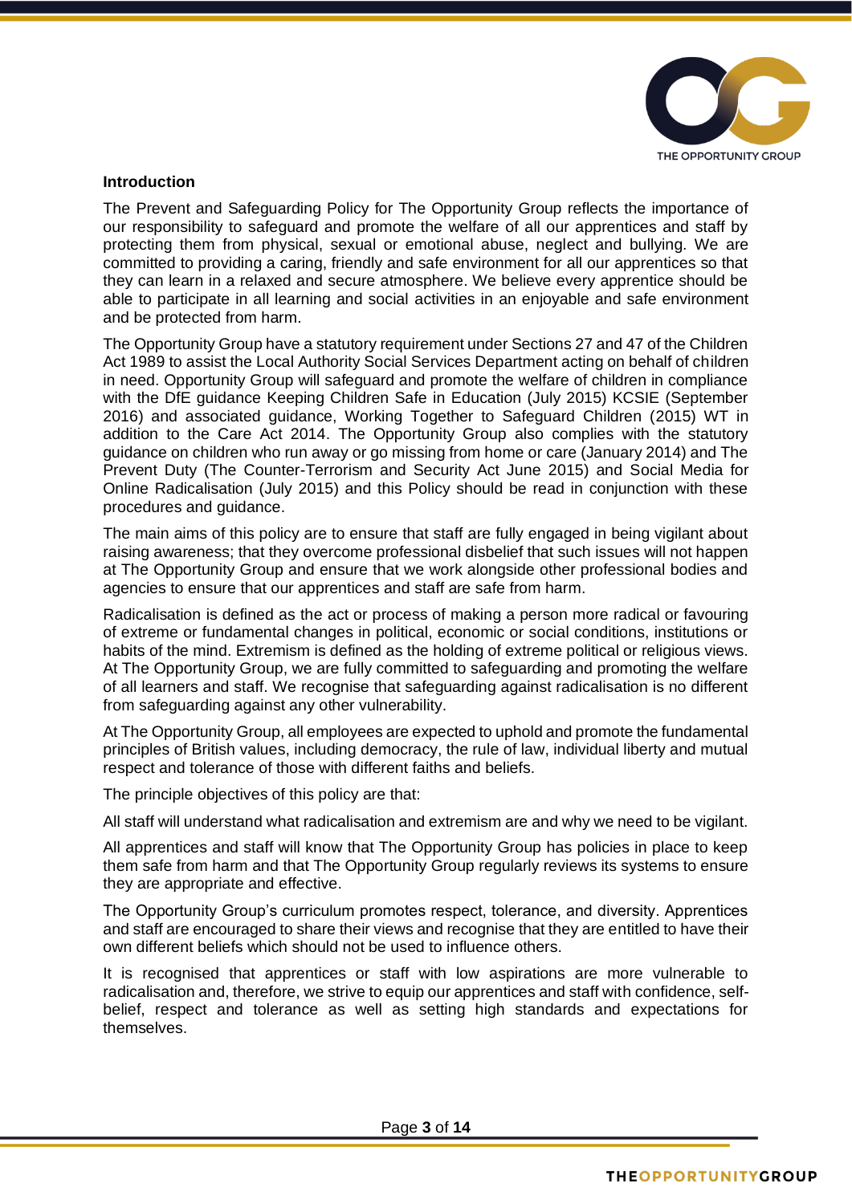**Introduction**

The Prevent and Safeguarding Policy for The Opportunity Group reflects the importance of our responsibility to safeguard and promote the welfare of all our apprentices and staff by protecting them from physical, sexual or emotional abuse, neglect and bullying. We are committed to providing a caring, friendly and safe environment for all our apprentices so that they can learn in a relaxed and secure atmosphere. We believe every apprentice should be able to participate in all learning and social activities in an enjoyable and safe environment and be protected from harm.

The Opportunity Group have a statutory requirement under Sections 27 and 47 of the Children Act 1989 to assist the Local Authority Social Services Department acting on behalf of children in need. Opportunity Group will safeguard and promote the welfare of children in compliance with the DfE guidance Keeping Children Safe in Education (July 2015) KCSIE (September 2016) and associated guidance, Working Together to Safeguard Children (2015) WT in addition to the Care Act 2014. The Opportunity Group also complies with the statutory guidance on children who run away or go missing from home or care (January 2014) and The Prevent Duty (The Counter-Terrorism and Security Act June 2015) and Social Media for Online Radicalisation (July 2015) and this Policy should be read in conjunction with these procedures and guidance.

The main aims of this policy are to ensure that staff are fully engaged in being vigilant about raising awareness; that they overcome professional disbelief that such issues will not happen at The Opportunity Group and ensure that we work alongside other professional bodies and agencies to ensure that our apprentices and staff are safe from harm.

Radicalisation is defined as the act or process of making a person more radical or favouring of extreme or fundamental changes in political, economic or social conditions, institutions or habits of the mind. Extremism is defined as the holding of extreme political or religious views. At The Opportunity Group, we are fully committed to safeguarding and promoting the welfare of all learners and staff. We recognise that safeguarding against radicalisation is no different from safeguarding against any other vulnerability.

At The Opportunity Group, all employees are expected to uphold and promote the fundamental principles of British values, including democracy, the rule of law, individual liberty and mutual respect and tolerance of those with different faiths and beliefs.

The principle objectives of this policy are that:

All staff will understand what radicalisation and extremism are and why we need to be vigilant.

All apprentices and staff will know that The Opportunity Group has policies in place to keep them safe from harm and that The Opportunity Group regularly reviews its systems to ensure they are appropriate and effective.

The Opportunity Group's curriculum promotes respect, tolerance, and diversity. Apprentices and staff are encouraged to share their views and recognise that they are entitled to have their own different beliefs which should not be used to influence others.

It is recognised that apprentices or staff with low aspirations are more vulnerable to radicalisation and, therefore, we strive to equip our apprentices and staff with confidence, self-belief, respect and tolerance as well as setting high standards and expectations for themselves.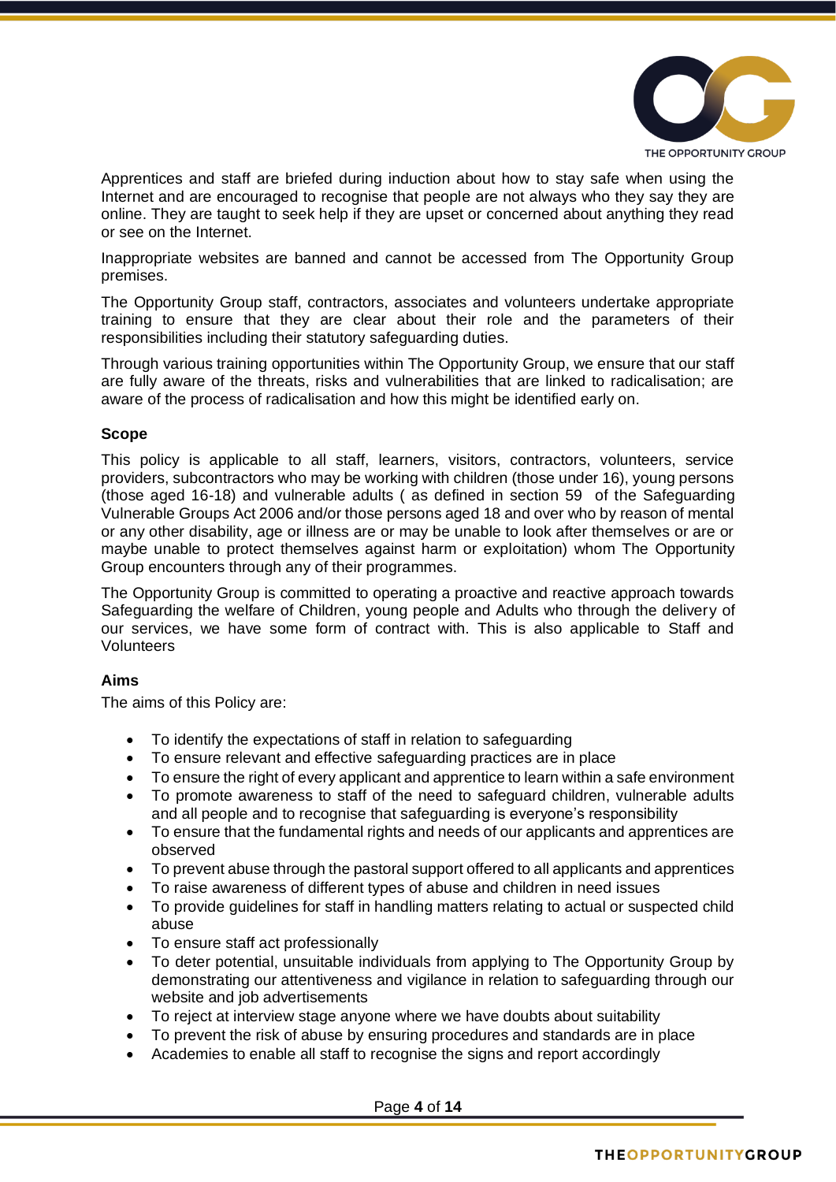Apprentices and staff are briefed during induction about how to stay safe when using the Internet and are encouraged to recognise that people are not always who they say they are online. They are taught to seek help if they are upset or concerned about anything they read or see on the Internet.

Inappropriate websites are banned and cannot be accessed from The Opportunity Group premises.

The Opportunity Group staff, contractors, associates and volunteers undertake appropriate training to ensure that they are clear about their role and the parameters of their responsibilities including their statutory safeguarding duties.

Through various training opportunities within The Opportunity Group, we ensure that our staff are fully aware of the threats, risks and vulnerabilities that are linked to radicalisation; are aware of the process of radicalisation and how this might be identified early on.

**Scope**

This policy is applicable to all staff, learners, visitors, contractors, volunteers, service providers, subcontractors who may be working with children (those under 16), young persons (those aged 16-18) and vulnerable adults ( as defined in section 59 of the Safeguarding Vulnerable Groups Act 2006 and/or those persons aged 18 and over who by reason of mental or any other disability, age or illness are or may be unable to look after themselves or are or maybe unable to protect themselves against harm or exploitation) whom The Opportunity Group encounters through any of their programmes.

The Opportunity Group is committed to operating a proactive and reactive approach towards Safeguarding the welfare of Children, young people and Adults who through the delivery of our services, we have some form of contract with. This is also applicable to Staff and Volunteers

**Aims**

The aims of this Policy are:

- To identify the expectations of staff in relation to safeguarding
- To ensure relevant and effective safeguarding practices are in place
- To ensure the right of every applicant and apprentice to learn within a safe environment
- To promote awareness to staff of the need to safeguard children, vulnerable adults and all people and to recognise that safeguarding is everyone's responsibility
- To ensure that the fundamental rights and needs of our applicants and apprentices are observed
- To prevent abuse through the pastoral support offered to all applicants and apprentices
- To raise awareness of different types of abuse and children in need issues
- To provide guidelines for staff in handling matters relating to actual or suspected child abuse
- To ensure staff act professionally
- To deter potential, unsuitable individuals from applying to The Opportunity Group by demonstrating our attentiveness and vigilance in relation to safeguarding through our website and job advertisements
- To reject at interview stage anyone where we have doubts about suitability
- To prevent the risk of abuse by ensuring procedures and standards are in place
- Academies to enable all staff to recognise the signs and report accordingly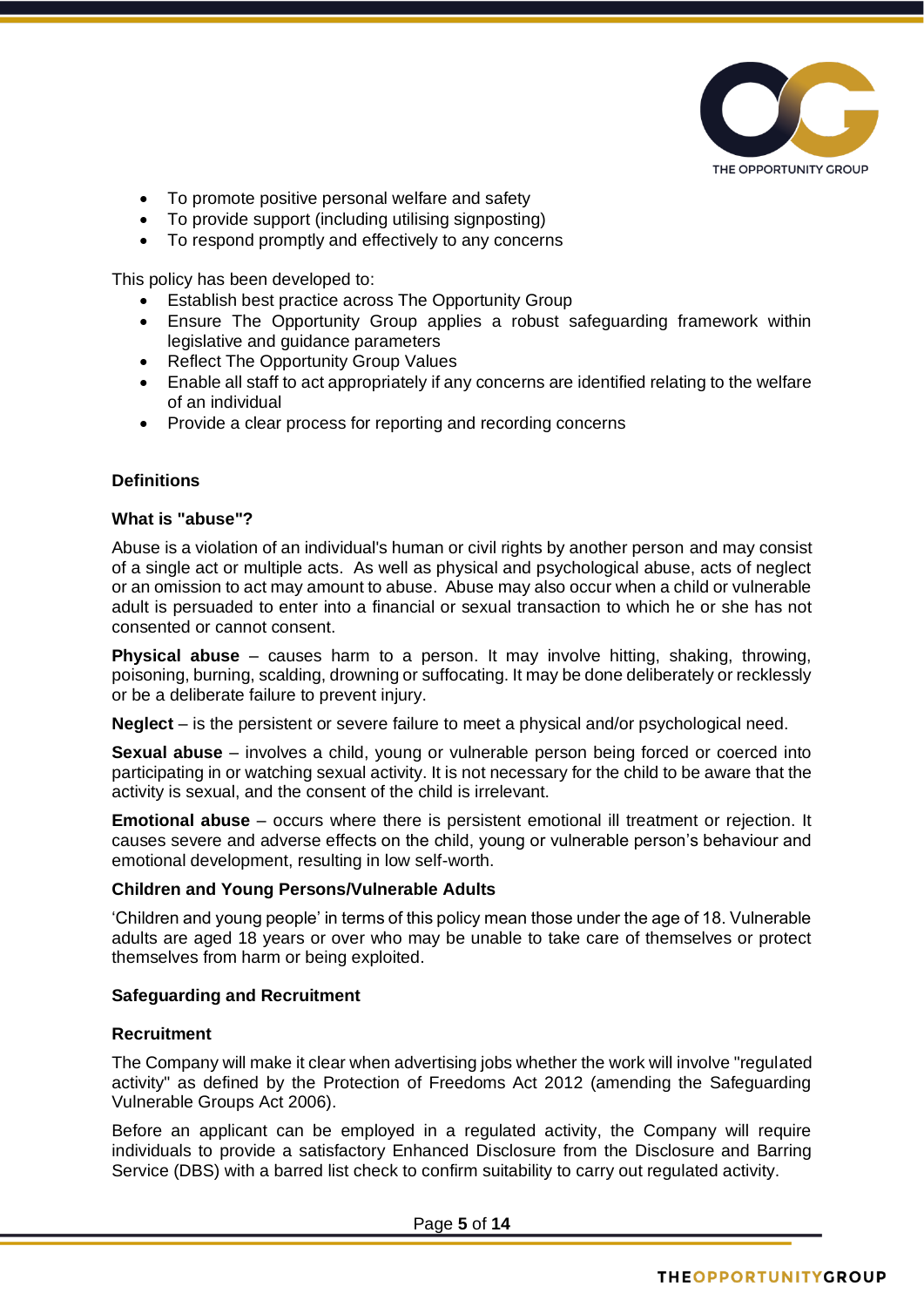- To promote positive personal welfare and safety
- To provide support (including utilising signposting)
- To respond promptly and effectively to any concerns

This policy has been developed to:

- Establish best practice across The Opportunity Group
- Ensure The Opportunity Group applies a robust safeguarding framework within legislative and guidance parameters
- Reflect The Opportunity Group Values
- Enable all staff to act appropriately if any concerns are identified relating to the welfare of an individual
- Provide a clear process for reporting and recording concerns

### Definitions

#### What is "abuse"?

Abuse is a violation of an individual's human or civil rights by another person and may consist of a single act or multiple acts. As well as physical and psychological abuse, acts of neglect or an omission to act may amount to abuse. Abuse may also occur when a child or vulnerable adult is persuaded to enter into a financial or sexual transaction to which he or she has not consented or cannot consent.

**Physical abuse** – causes harm to a person. It may involve hitting, shaking, throwing, poisoning, burning, scalding, drowning or suffocating. It may be done deliberately or recklessly or be a deliberate failure to prevent injury.

**Neglect** – is the persistent or severe failure to meet a physical and/or psychological need.

**Sexual abuse** – involves a child, young or vulnerable person being forced or coerced into participating in or watching sexual activity. It is not necessary for the child to be aware that the activity is sexual, and the consent of the child is irrelevant.

**Emotional abuse** – occurs where there is persistent emotional ill treatment or rejection. It causes severe and adverse effects on the child, young or vulnerable person's behaviour and emotional development, resulting in low self-worth.

#### Children and Young Persons/Vulnerable Adults

'Children and young people' in terms of this policy mean those under the age of 18. Vulnerable adults are aged 18 years or over who may be unable to take care of themselves or protect themselves from harm or being exploited.

### Safeguarding and Recruitment

#### Recruitment

The Company will make it clear when advertising jobs whether the work will involve "regulated activity" as defined by the Protection of Freedoms Act 2012 (amending the Safeguarding Vulnerable Groups Act 2006).

Before an applicant can be employed in a regulated activity, the Company will require individuals to provide a satisfactory Enhanced Disclosure from the Disclosure and Barring Service (DBS) with a barred list check to confirm suitability to carry out regulated activity.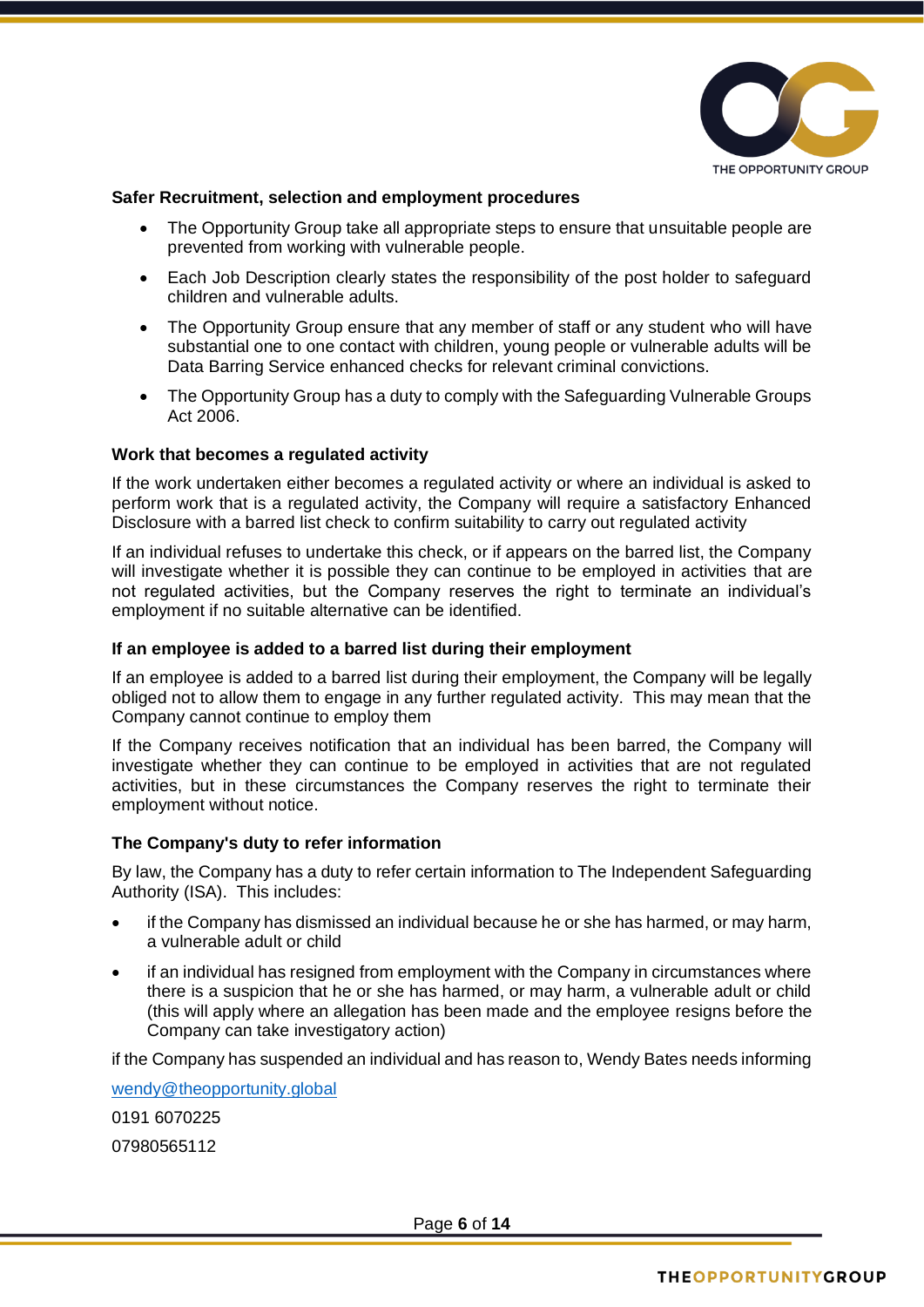**Safer Recruitment, selection and employment procedures**

- The Opportunity Group take all appropriate steps to ensure that unsuitable people are prevented from working with vulnerable people.
- Each Job Description clearly states the responsibility of the post holder to safeguard children and vulnerable adults.
- The Opportunity Group ensure that any member of staff or any student who will have substantial one to one contact with children, young people or vulnerable adults will be Data Barring Service enhanced checks for relevant criminal convictions.
- The Opportunity Group has a duty to comply with the Safeguarding Vulnerable Groups Act 2006.

**Work that becomes a regulated activity**

If the work undertaken either becomes a regulated activity or where an individual is asked to perform work that is a regulated activity, the Company will require a satisfactory Enhanced Disclosure with a barred list check to confirm suitability to carry out regulated activity

If an individual refuses to undertake this check, or if appears on the barred list, the Company will investigate whether it is possible they can continue to be employed in activities that are not regulated activities, but the Company reserves the right to terminate an individual's employment if no suitable alternative can be identified.

**If an employee is added to a barred list during their employment**

If an employee is added to a barred list during their employment, the Company will be legally obliged not to allow them to engage in any further regulated activity. This may mean that the Company cannot continue to employ them

If the Company receives notification that an individual has been barred, the Company will investigate whether they can continue to be employed in activities that are not regulated activities, but in these circumstances the Company reserves the right to terminate their employment without notice.

**The Company's duty to refer information**

By law, the Company has a duty to refer certain information to The Independent Safeguarding Authority (ISA). This includes:

- if the Company has dismissed an individual because he or she has harmed, or may harm, a vulnerable adult or child
- if an individual has resigned from employment with the Company in circumstances where there is a suspicion that he or she has harmed, or may harm, a vulnerable adult or child (this will apply where an allegation has been made and the employee resigns before the Company can take investigatory action)

if the Company has suspended an individual and has reason to, Wendy Bates needs informing

wendy@theopportunity.global

0191 6070225

07980565112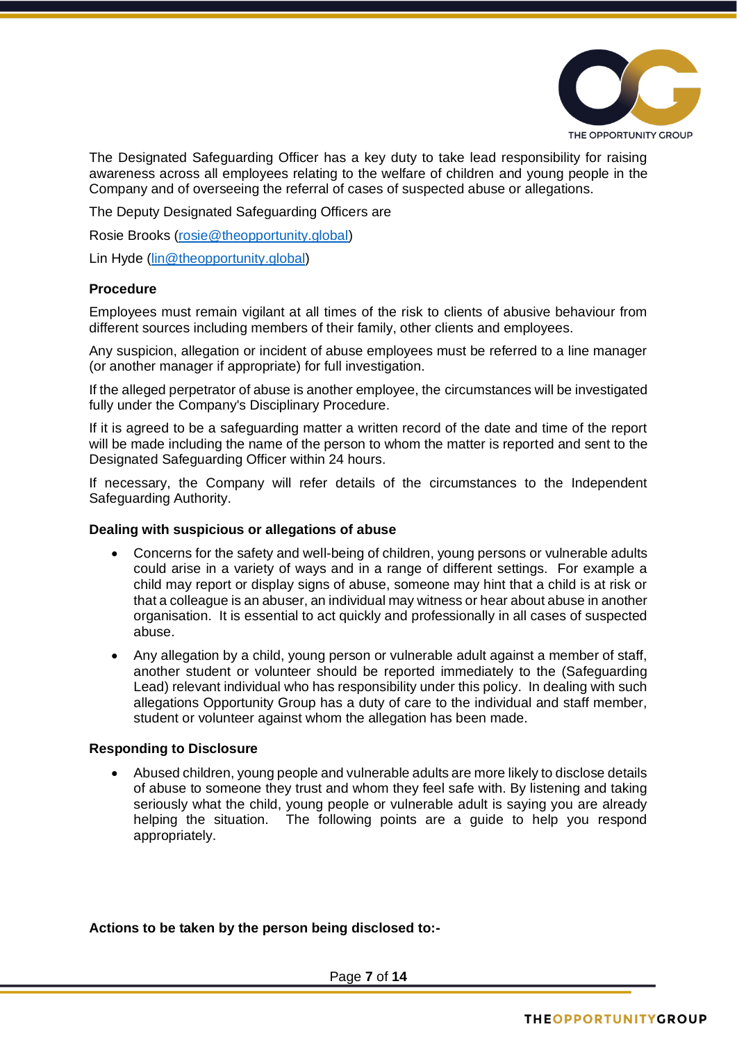The Designated Safeguarding Officer has a key duty to take lead responsibility for raising awareness across all employees relating to the welfare of children and young people in the Company and of overseeing the referral of cases of suspected abuse or allegations.

The Deputy Designated Safeguarding Officers are

Rosie Brooks (rosie@theopportunity.global)

Lin Hyde (lin@theopportunity.global)

**Procedure**

Employees must remain vigilant at all times of the risk to clients of abusive behaviour from different sources including members of their family, other clients and employees.

Any suspicion, allegation or incident of abuse employees must be referred to a line manager (or another manager if appropriate) for full investigation.

If the alleged perpetrator of abuse is another employee, the circumstances will be investigated fully under the Company's Disciplinary Procedure.

If it is agreed to be a safeguarding matter a written record of the date and time of the report will be made including the name of the person to whom the matter is reported and sent to the Designated Safeguarding Officer within 24 hours.

If necessary, the Company will refer details of the circumstances to the Independent Safeguarding Authority.

**Dealing with suspicious or allegations of abuse**

- Concerns for the safety and well-being of children, young persons or vulnerable adults could arise in a variety of ways and in a range of different settings. For example a child may report or display signs of abuse, someone may hint that a child is at risk or that a colleague is an abuser, an individual may witness or hear about abuse in another organisation. It is essential to act quickly and professionally in all cases of suspected abuse.
- Any allegation by a child, young person or vulnerable adult against a member of staff, another student or volunteer should be reported immediately to the (Safeguarding Lead) relevant individual who has responsibility under this policy. In dealing with such allegations Opportunity Group has a duty of care to the individual and staff member, student or volunteer against whom the allegation has been made.

**Responding to Disclosure**

- Abused children, young people and vulnerable adults are more likely to disclose details of abuse to someone they trust and whom they feel safe with. By listening and taking seriously what the child, young people or vulnerable adult is saying you are already helping the situation. The following points are a guide to help you respond appropriately.

**Actions to be taken by the person being disclosed to:-**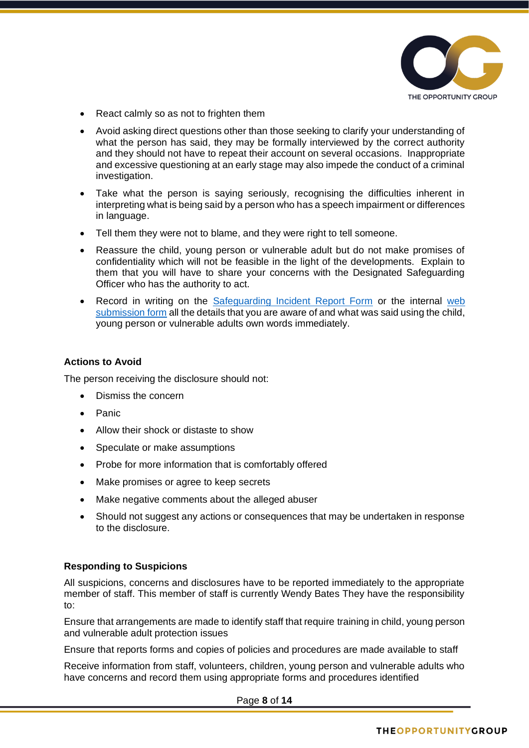- React calmly so as not to frighten them
- Avoid asking direct questions other than those seeking to clarify your understanding of what the person has said, they may be formally interviewed by the correct authority and they should not have to repeat their account on several occasions. Inappropriate and excessive questioning at an early stage may also impede the conduct of a criminal investigation.
- Take what the person is saying seriously, recognising the difficulties inherent in interpreting what is being said by a person who has a speech impairment or differences in language.
- Tell them they were not to blame, and they were right to tell someone.
- Reassure the child, young person or vulnerable adult but do not make promises of confidentiality which will not be feasible in the light of the developments. Explain to them that you will have to share your concerns with the Designated Safeguarding Officer who has the authority to act.
- Record in writing on the Safeguarding Incident Report Form or the internal web submission form all the details that you are aware of and what was said using the child, young person or vulnerable adults own words immediately.

**Actions to Avoid**

The person receiving the disclosure should not:

- Dismiss the concern
- Panic
- Allow their shock or distaste to show
- Speculate or make assumptions
- Probe for more information that is comfortably offered
- Make promises or agree to keep secrets
- Make negative comments about the alleged abuser
- Should not suggest any actions or consequences that may be undertaken in response to the disclosure.

**Responding to Suspicions**

All suspicions, concerns and disclosures have to be reported immediately to the appropriate member of staff. This member of staff is currently Wendy Bates They have the responsibility to:

Ensure that arrangements are made to identify staff that require training in child, young person and vulnerable adult protection issues

Ensure that reports forms and copies of policies and procedures are made available to staff

Receive information from staff, volunteers, children, young person and vulnerable adults who have concerns and record them using appropriate forms and procedures identified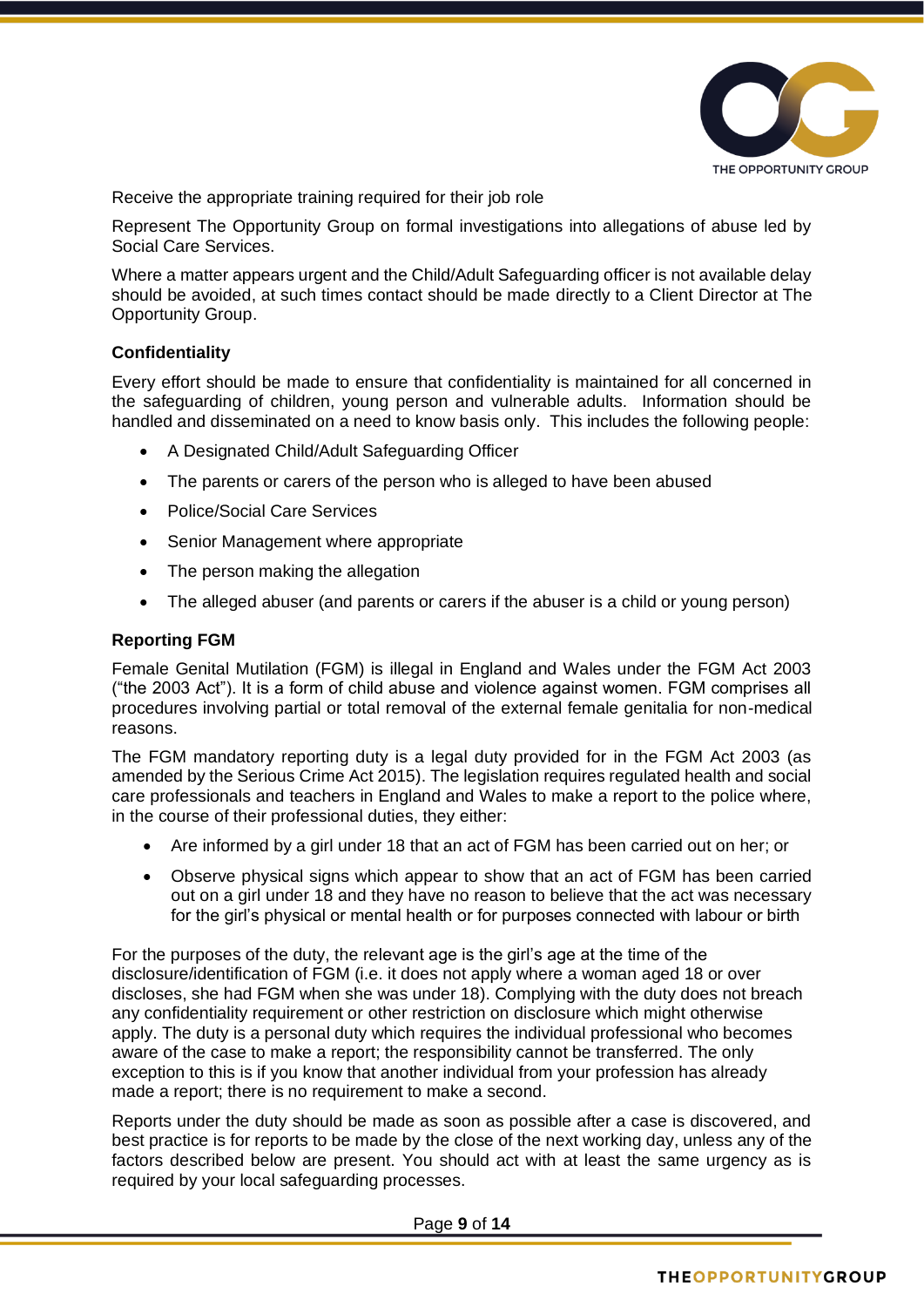Receive the appropriate training required for their job role

Represent The Opportunity Group on formal investigations into allegations of abuse led by Social Care Services.

Where a matter appears urgent and the Child/Adult Safeguarding officer is not available delay should be avoided, at such times contact should be made directly to a Client Director at The Opportunity Group.

**Confidentiality**

Every effort should be made to ensure that confidentiality is maintained for all concerned in the safeguarding of children, young person and vulnerable adults. Information should be handled and disseminated on a need to know basis only. This includes the following people:

- A Designated Child/Adult Safeguarding Officer
- The parents or carers of the person who is alleged to have been abused
- Police/Social Care Services
- Senior Management where appropriate
- The person making the allegation
- The alleged abuser (and parents or carers if the abuser is a child or young person)

**Reporting FGM**

Female Genital Mutilation (FGM) is illegal in England and Wales under the FGM Act 2003 ("the 2003 Act"). It is a form of child abuse and violence against women. FGM comprises all procedures involving partial or total removal of the external female genitalia for non-medical reasons.

The FGM mandatory reporting duty is a legal duty provided for in the FGM Act 2003 (as amended by the Serious Crime Act 2015). The legislation requires regulated health and social care professionals and teachers in England and Wales to make a report to the police where, in the course of their professional duties, they either:

- Are informed by a girl under 18 that an act of FGM has been carried out on her; or
- Observe physical signs which appear to show that an act of FGM has been carried out on a girl under 18 and they have no reason to believe that the act was necessary for the girl's physical or mental health or for purposes connected with labour or birth

For the purposes of the duty, the relevant age is the girl's age at the time of the disclosure/identification of FGM (i.e. it does not apply where a woman aged 18 or over discloses, she had FGM when she was under 18). Complying with the duty does not breach any confidentiality requirement or other restriction on disclosure which might otherwise apply. The duty is a personal duty which requires the individual professional who becomes aware of the case to make a report; the responsibility cannot be transferred. The only exception to this is if you know that another individual from your profession has already made a report; there is no requirement to make a second.

Reports under the duty should be made as soon as possible after a case is discovered, and best practice is for reports to be made by the close of the next working day, unless any of the factors described below are present. You should act with at least the same urgency as is required by your local safeguarding processes.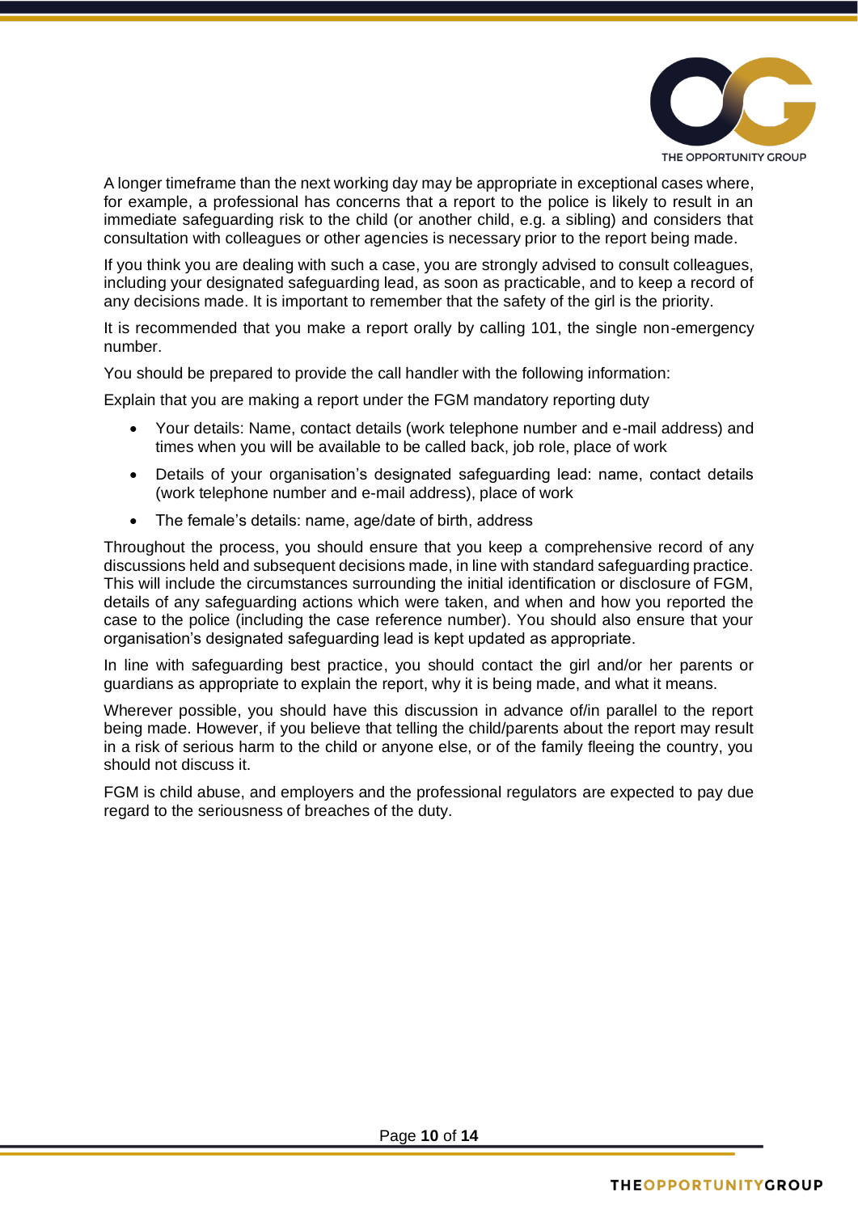A longer timeframe than the next working day may be appropriate in exceptional cases where, for example, a professional has concerns that a report to the police is likely to result in an immediate safeguarding risk to the child (or another child, e.g. a sibling) and considers that consultation with colleagues or other agencies is necessary prior to the report being made.

If you think you are dealing with such a case, you are strongly advised to consult colleagues, including your designated safeguarding lead, as soon as practicable, and to keep a record of any decisions made. It is important to remember that the safety of the girl is the priority.

It is recommended that you make a report orally by calling 101, the single non-emergency number.

You should be prepared to provide the call handler with the following information:

Explain that you are making a report under the FGM mandatory reporting duty

- Your details: Name, contact details (work telephone number and e-mail address) and times when you will be available to be called back, job role, place of work
- Details of your organisation's designated safeguarding lead: name, contact details (work telephone number and e-mail address), place of work
- The female's details: name, age/date of birth, address

Throughout the process, you should ensure that you keep a comprehensive record of any discussions held and subsequent decisions made, in line with standard safeguarding practice. This will include the circumstances surrounding the initial identification or disclosure of FGM, details of any safeguarding actions which were taken, and when and how you reported the case to the police (including the case reference number). You should also ensure that your organisation's designated safeguarding lead is kept updated as appropriate.

In line with safeguarding best practice, you should contact the girl and/or her parents or guardians as appropriate to explain the report, why it is being made, and what it means.

Wherever possible, you should have this discussion in advance of/in parallel to the report being made. However, if you believe that telling the child/parents about the report may result in a risk of serious harm to the child or anyone else, or of the family fleeing the country, you should not discuss it.

FGM is child abuse, and employers and the professional regulators are expected to pay due regard to the seriousness of breaches of the duty.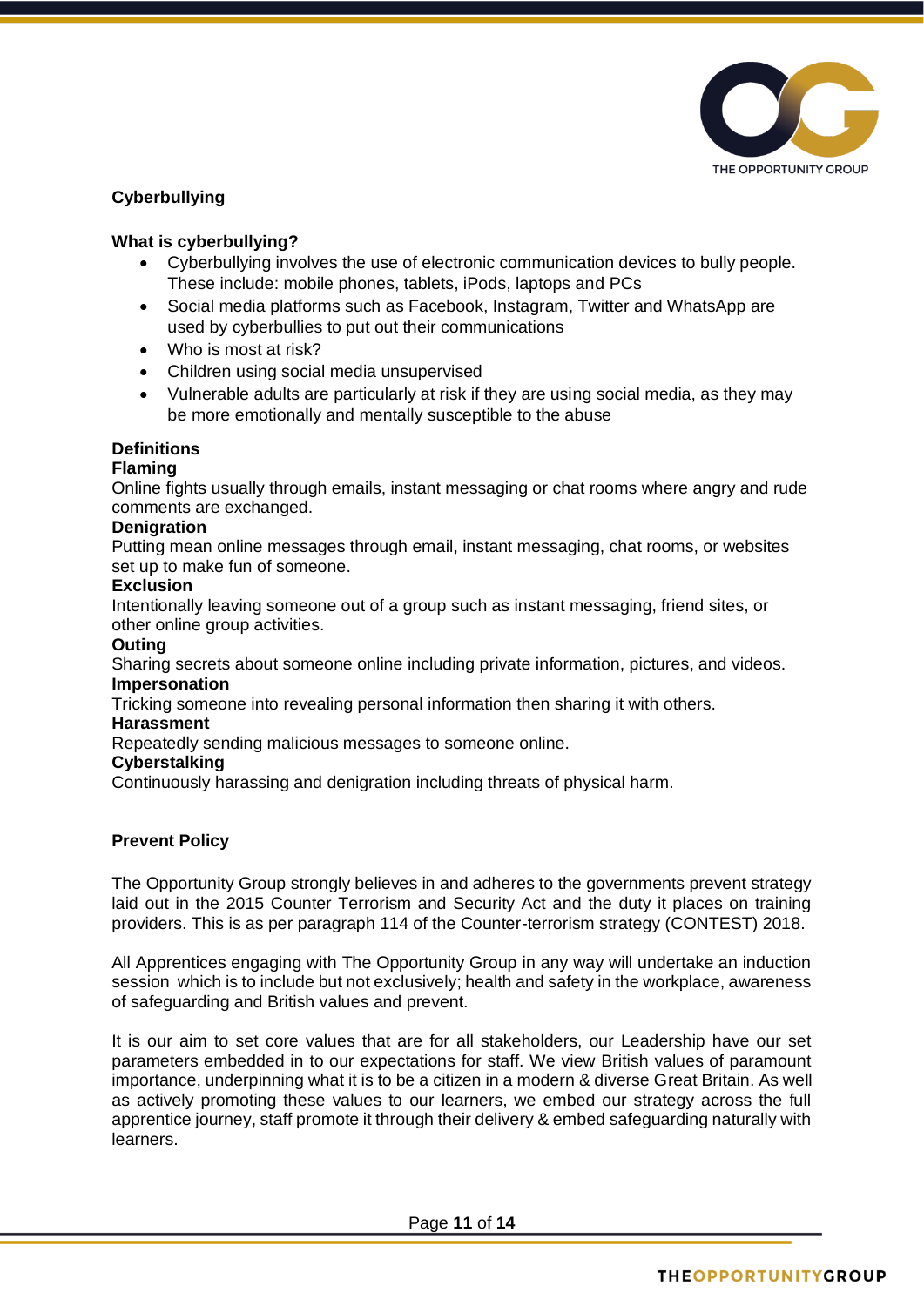## Cyberbullying

### What is cyberbullying?

- Cyberbullying involves the use of electronic communication devices to bully people. These include: mobile phones, tablets, iPods, laptops and PCs
- Social media platforms such as Facebook, Instagram, Twitter and WhatsApp are used by cyberbullies to put out their communications
- Who is most at risk?
- Children using social media unsupervised
- Vulnerable adults are particularly at risk if they are using social media, as they may be more emotionally and mentally susceptible to the abuse

### Definitions

**Flaming**
Online fights usually through emails, instant messaging or chat rooms where angry and rude comments are exchanged.

**Denigration**
Putting mean online messages through email, instant messaging, chat rooms, or websites set up to make fun of someone.

**Exclusion**
Intentionally leaving someone out of a group such as instant messaging, friend sites, or other online group activities.

**Outing**
Sharing secrets about someone online including private information, pictures, and videos.

**Impersonation**
Tricking someone into revealing personal information then sharing it with others.

**Harassment**
Repeatedly sending malicious messages to someone online.

**Cyberstalking**
Continuously harassing and denigration including threats of physical harm.

## Prevent Policy

The Opportunity Group strongly believes in and adheres to the governments prevent strategy laid out in the 2015 Counter Terrorism and Security Act and the duty it places on training providers. This is as per paragraph 114 of the Counter-terrorism strategy (CONTEST) 2018.

All Apprentices engaging with The Opportunity Group in any way will undertake an induction session which is to include but not exclusively; health and safety in the workplace, awareness of safeguarding and British values and prevent.

It is our aim to set core values that are for all stakeholders, our Leadership have our set parameters embedded in to our expectations for staff. We view British values of paramount importance, underpinning what it is to be a citizen in a modern & diverse Great Britain. As well as actively promoting these values to our learners, we embed our strategy across the full apprentice journey, staff promote it through their delivery & embed safeguarding naturally with learners.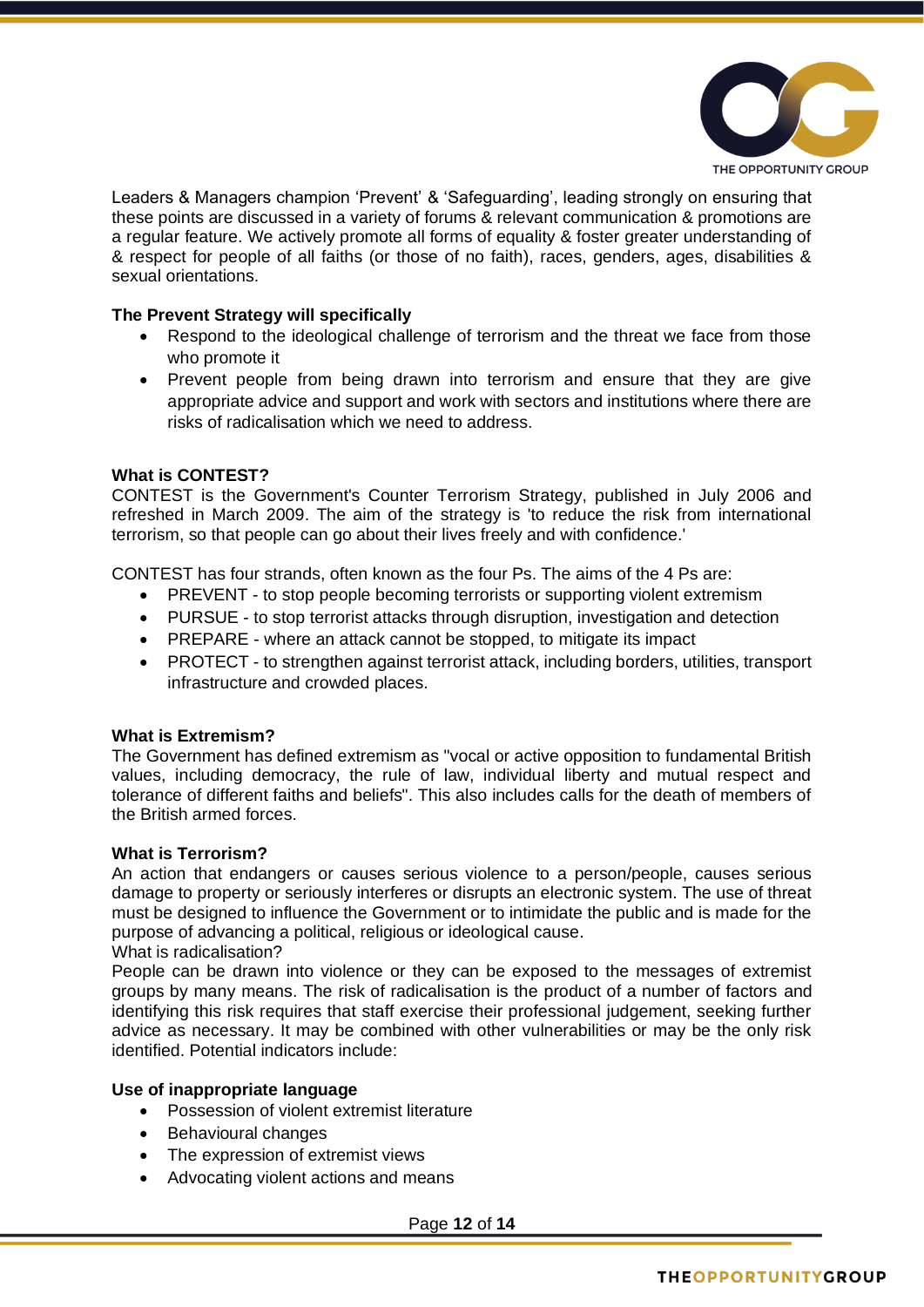Leaders & Managers champion 'Prevent' & 'Safeguarding', leading strongly on ensuring that these points are discussed in a variety of forums & relevant communication & promotions are a regular feature. We actively promote all forms of equality & foster greater understanding of & respect for people of all faiths (or those of no faith), races, genders, ages, disabilities & sexual orientations.

**The Prevent Strategy will specifically**

- Respond to the ideological challenge of terrorism and the threat we face from those who promote it
- Prevent people from being drawn into terrorism and ensure that they are give appropriate advice and support and work with sectors and institutions where there are risks of radicalisation which we need to address.

**What is CONTEST?**

CONTEST is the Government's Counter Terrorism Strategy, published in July 2006 and refreshed in March 2009. The aim of the strategy is 'to reduce the risk from international terrorism, so that people can go about their lives freely and with confidence.'

CONTEST has four strands, often known as the four Ps. The aims of the 4 Ps are:

- PREVENT - to stop people becoming terrorists or supporting violent extremism
- PURSUE - to stop terrorist attacks through disruption, investigation and detection
- PREPARE - where an attack cannot be stopped, to mitigate its impact
- PROTECT - to strengthen against terrorist attack, including borders, utilities, transport infrastructure and crowded places.

**What is Extremism?**

The Government has defined extremism as "vocal or active opposition to fundamental British values, including democracy, the rule of law, individual liberty and mutual respect and tolerance of different faiths and beliefs". This also includes calls for the death of members of the British armed forces.

**What is Terrorism?**

An action that endangers or causes serious violence to a person/people, causes serious damage to property or seriously interferes or disrupts an electronic system. The use of threat must be designed to influence the Government or to intimidate the public and is made for the purpose of advancing a political, religious or ideological cause.

What is radicalisation?

People can be drawn into violence or they can be exposed to the messages of extremist groups by many means. The risk of radicalisation is the product of a number of factors and identifying this risk requires that staff exercise their professional judgement, seeking further advice as necessary. It may be combined with other vulnerabilities or may be the only risk identified. Potential indicators include:

**Use of inappropriate language**

- Possession of violent extremist literature
- Behavioural changes
- The expression of extremist views
- Advocating violent actions and means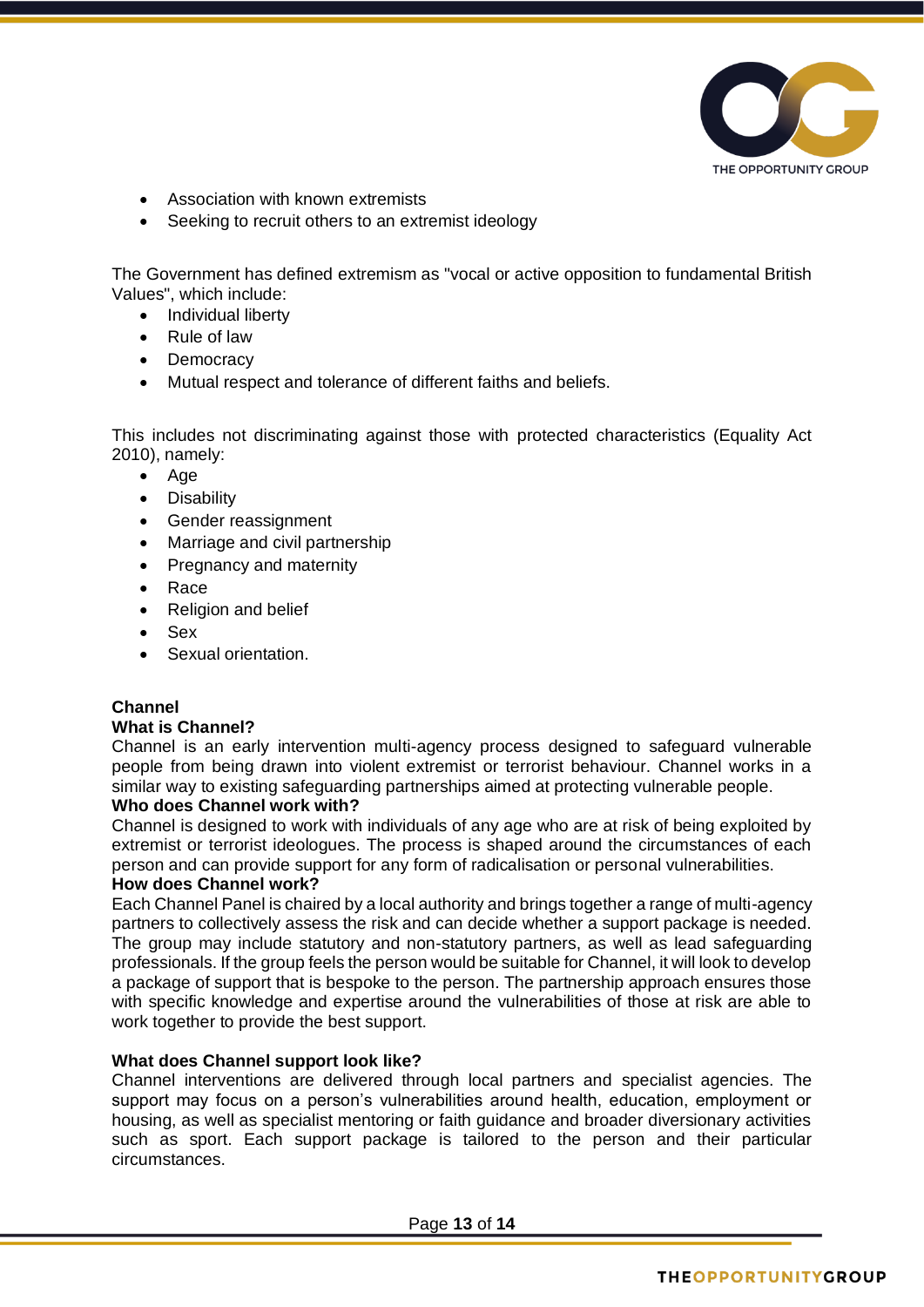- Association with known extremists
- Seeking to recruit others to an extremist ideology

The Government has defined extremism as "vocal or active opposition to fundamental British Values", which include:

- Individual liberty
- Rule of law
- Democracy
- Mutual respect and tolerance of different faiths and beliefs.

This includes not discriminating against those with protected characteristics (Equality Act 2010), namely:

- Age
- Disability
- Gender reassignment
- Marriage and civil partnership
- Pregnancy and maternity
- Race
- Religion and belief
- Sex
- Sexual orientation.

**Channel**

**What is Channel?**

Channel is an early intervention multi-agency process designed to safeguard vulnerable people from being drawn into violent extremist or terrorist behaviour. Channel works in a similar way to existing safeguarding partnerships aimed at protecting vulnerable people.

**Who does Channel work with?**

Channel is designed to work with individuals of any age who are at risk of being exploited by extremist or terrorist ideologues. The process is shaped around the circumstances of each person and can provide support for any form of radicalisation or personal vulnerabilities.

**How does Channel work?**

Each Channel Panel is chaired by a local authority and brings together a range of multi-agency partners to collectively assess the risk and can decide whether a support package is needed. The group may include statutory and non-statutory partners, as well as lead safeguarding professionals. If the group feels the person would be suitable for Channel, it will look to develop a package of support that is bespoke to the person. The partnership approach ensures those with specific knowledge and expertise around the vulnerabilities of those at risk are able to work together to provide the best support.

**What does Channel support look like?**

Channel interventions are delivered through local partners and specialist agencies. The support may focus on a person's vulnerabilities around health, education, employment or housing, as well as specialist mentoring or faith guidance and broader diversionary activities such as sport. Each support package is tailored to the person and their particular circumstances.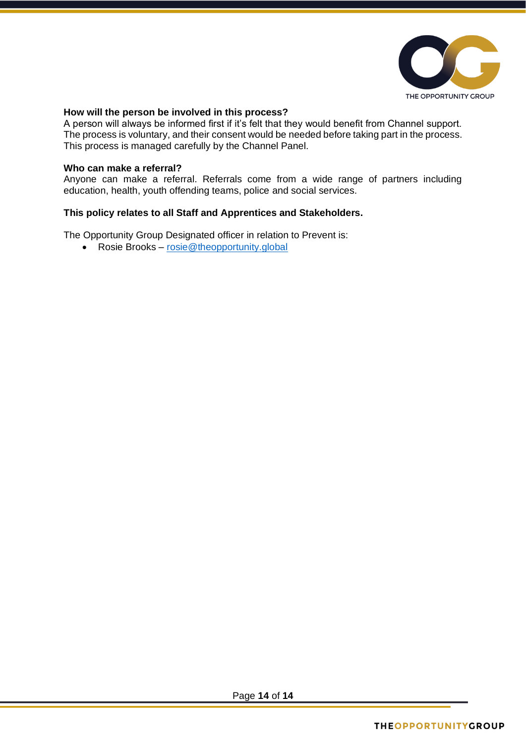**How will the person be involved in this process?**
A person will always be informed first if it's felt that they would benefit from Channel support. The process is voluntary, and their consent would be needed before taking part in the process. This process is managed carefully by the Channel Panel.

**Who can make a referral?**
Anyone can make a referral. Referrals come from a wide range of partners including education, health, youth offending teams, police and social services.

**This policy relates to all Staff and Apprentices and Stakeholders.**

The Opportunity Group Designated officer in relation to Prevent is:

- Rosie Brooks – rosie@theopportunity.global